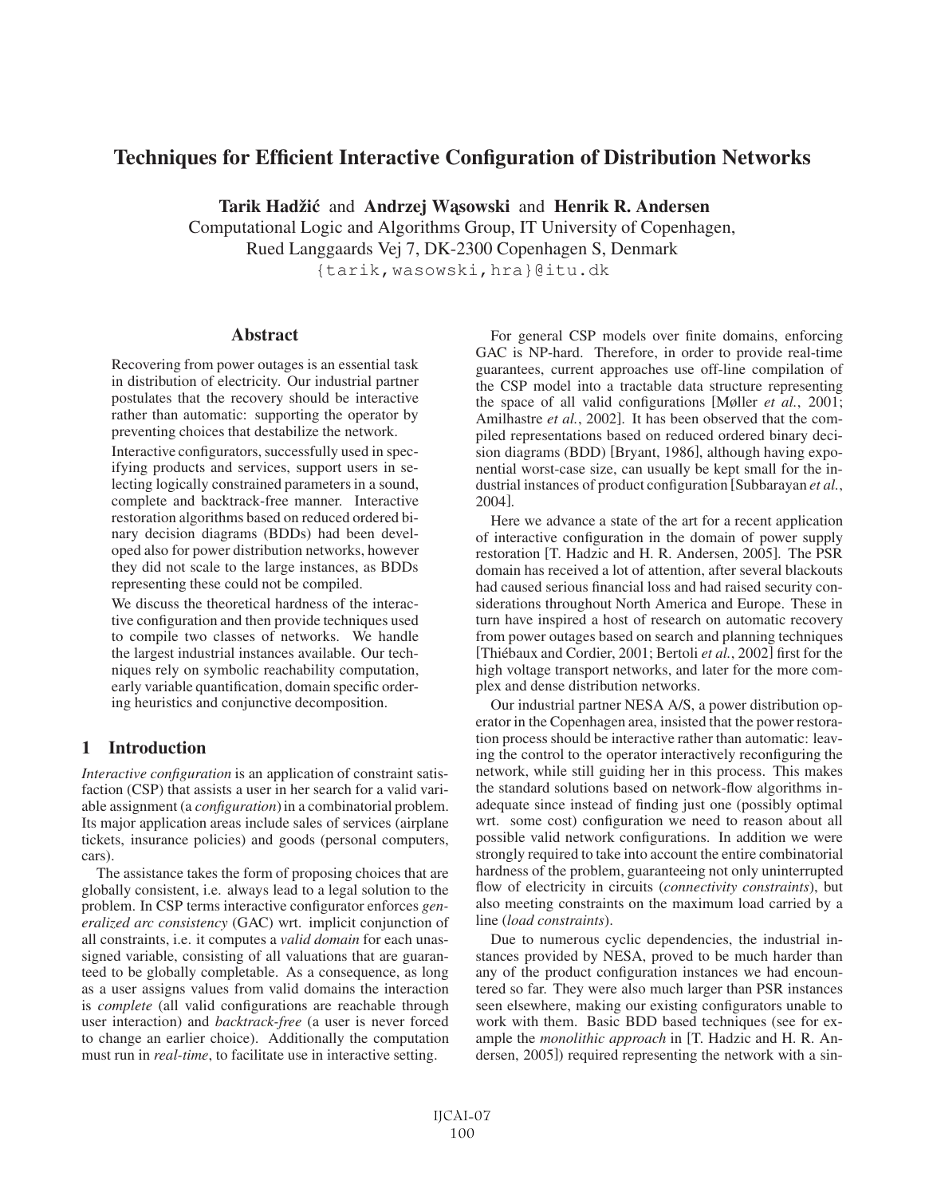# Techniques for Efficient Interactive Configuration of Distribution Networks

**Tarik Hadžić** and **Andrzej Wąsowski** and **Henrik R. Andersen**

Computational Logic and Algorithms Group, IT University of Copenhagen,
Rued Langgaards Vej 7, DK-2300 Copenhagen S, Denmark
{tarik,wasowski,hra}@itu.dk

## Abstract

Recovering from power outages is an essential task in distribution of electricity. Our industrial partner postulates that the recovery should be interactive rather than automatic: supporting the operator by preventing choices that destabilize the network.

Interactive configurators, successfully used in specifying products and services, support users in selecting logically constrained parameters in a sound, complete and backtrack-free manner. Interactive restoration algorithms based on reduced ordered binary decision diagrams (BDDs) had been developed also for power distribution networks, however they did not scale to the large instances, as BDDs representing these could not be compiled.

We discuss the theoretical hardness of the interactive configuration and then provide techniques used to compile two classes of networks. We handle the largest industrial instances available. Our techniques rely on symbolic reachability computation, early variable quantification, domain specific ordering heuristics and conjunctive decomposition.

## 1 Introduction

*Interactive configuration* is an application of constraint satisfaction (CSP) that assists a user in her search for a valid variable assignment (a *configuration*) in a combinatorial problem. Its major application areas include sales of services (airplane tickets, insurance policies) and goods (personal computers, cars).

The assistance takes the form of proposing choices that are globally consistent, i.e. always lead to a legal solution to the problem. In CSP terms interactive configurator enforces *generalized arc consistency* (GAC) wrt. implicit conjunction of all constraints, i.e. it computes a *valid domain* for each unassigned variable, consisting of all valuations that are guaranteed to be globally completable. As a consequence, as long as a user assigns values from valid domains the interaction is *complete* (all valid configurations are reachable through user interaction) and *backtrack-free* (a user is never forced to change an earlier choice). Additionally the computation must run in *real-time*, to facilitate use in interactive setting.

For general CSP models over finite domains, enforcing GAC is NP-hard. Therefore, in order to provide real-time guarantees, current approaches use off-line compilation of the CSP model into a tractable data structure representing the space of all valid configurations [Møller *et al.*, 2001; Amilhastre *et al.*, 2002]. It has been observed that the compiled representations based on reduced ordered binary decision diagrams (BDD) [Bryant, 1986], although having exponential worst-case size, can usually be kept small for the industrial instances of product configuration [Subbarayan *et al.*, 2004].

Here we advance a state of the art for a recent application of interactive configuration in the domain of power supply restoration [T. Hadzic and H. R. Andersen, 2005]. The PSR domain has received a lot of attention, after several blackouts had caused serious financial loss and had raised security considerations throughout North America and Europe. These in turn have inspired a host of research on automatic recovery from power outages based on search and planning techniques [Thiébaux and Cordier, 2001; Bertoli *et al.*, 2002] first for the high voltage transport networks, and later for the more complex and dense distribution networks.

Our industrial partner NESA A/S, a power distribution operator in the Copenhagen area, insisted that the power restoration process should be interactive rather than automatic: leaving the control to the operator interactively reconfiguring the network, while still guiding her in this process. This makes the standard solutions based on network-flow algorithms inadequate since instead of finding just one (possibly optimal wrt. some cost) configuration we need to reason about all possible valid network configurations. In addition we were strongly required to take into account the entire combinatorial hardness of the problem, guaranteeing not only uninterrupted flow of electricity in circuits (*connectivity constraints*), but also meeting constraints on the maximum load carried by a line (*load constraints*).

Due to numerous cyclic dependencies, the industrial instances provided by NESA, proved to be much harder than any of the product configuration instances we had encountered so far. They were also much larger than PSR instances seen elsewhere, making our existing configurators unable to work with them. Basic BDD based techniques (see for example the *monolithic approach* in [T. Hadzic and H. R. Andersen, 2005]) required representing the network with a sin-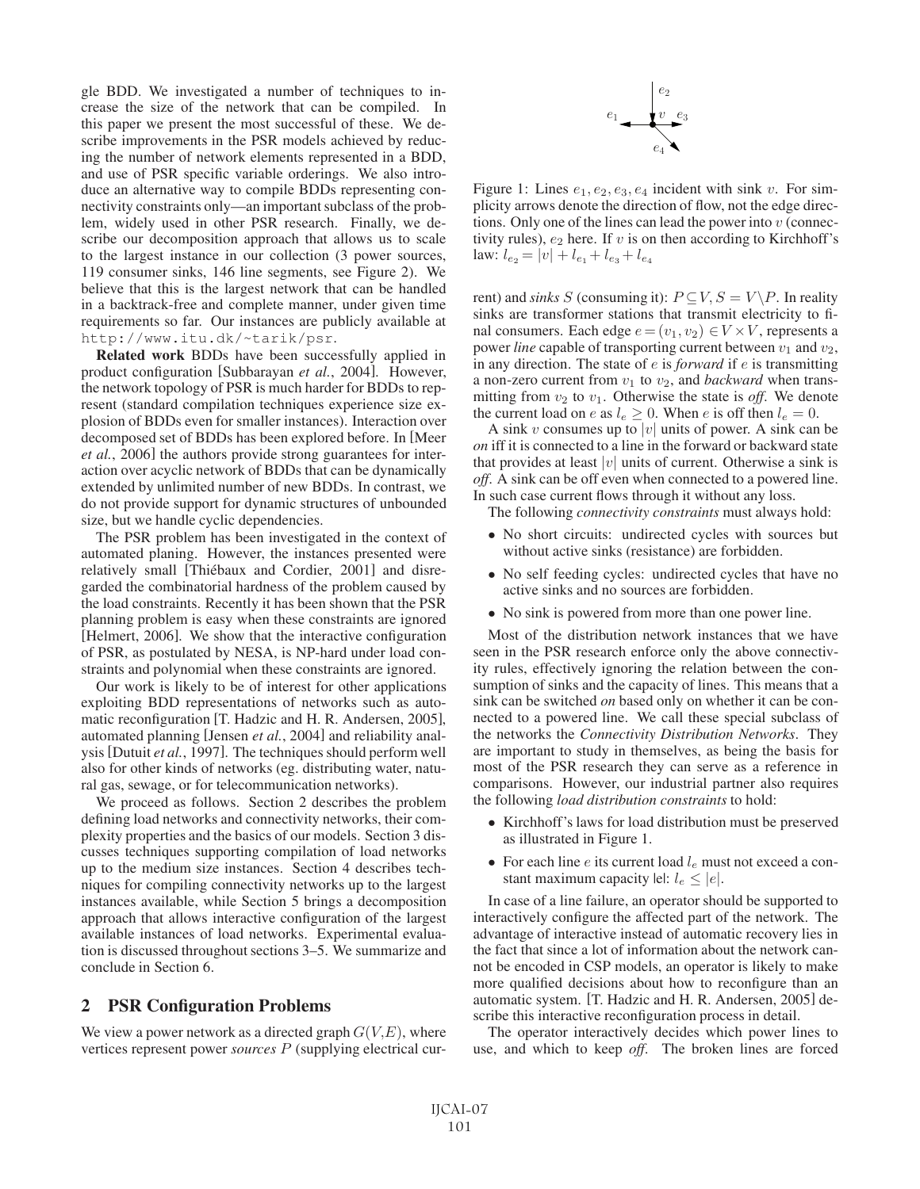gle BDD. We investigated a number of techniques to increase the size of the network that can be compiled. In this paper we present the most successful of these. We describe improvements in the PSR models achieved by reducing the number of network elements represented in a BDD, and use of PSR specific variable orderings. We also introduce an alternative way to compile BDDs representing connectivity constraints only—an important subclass of the problem, widely used in other PSR research. Finally, we describe our decomposition approach that allows us to scale to the largest instance in our collection (3 power sources, 119 consumer sinks, 146 line segments, see Figure 2). We believe that this is the largest network that can be handled in a backtrack-free and complete manner, under given time requirements so far. Our instances are publicly available at http://www.itu.dk/~tarik/psr.

**Related work** BDDs have been successfully applied in product configuration [Subbarayan *et al.*, 2004]. However, the network topology of PSR is much harder for BDDs to represent (standard compilation techniques experience size explosion of BDDs even for smaller instances). Interaction over decomposed set of BDDs has been explored before. In [Meer *et al.*, 2006] the authors provide strong guarantees for interaction over acyclic network of BDDs that can be dynamically extended by unlimited number of new BDDs. In contrast, we do not provide support for dynamic structures of unbounded size, but we handle cyclic dependencies.

The PSR problem has been investigated in the context of automated planing. However, the instances presented were relatively small [Thiébaux and Cordier, 2001] and disregarded the combinatorial hardness of the problem caused by the load constraints. Recently it has been shown that the PSR planning problem is easy when these constraints are ignored [Helmert, 2006]. We show that the interactive configuration of PSR, as postulated by NESA, is NP-hard under load constraints and polynomial when these constraints are ignored.

Our work is likely to be of interest for other applications exploiting BDD representations of networks such as automatic reconfiguration [T. Hadzic and H. R. Andersen, 2005], automated planning [Jensen *et al.*, 2004] and reliability analysis [Dutuit *et al.*, 1997]. The techniques should perform well also for other kinds of networks (eg. distributing water, natural gas, sewage, or for telecommunication networks).

We proceed as follows. Section 2 describes the problem defining load networks and connectivity networks, their complexity properties and the basics of our models. Section 3 discusses techniques supporting compilation of load networks up to the medium size instances. Section 4 describes techniques for compiling connectivity networks up to the largest instances available, while Section 5 brings a decomposition approach that allows interactive configuration of the largest available instances of load networks. Experimental evaluation is discussed throughout sections 3–5. We summarize and conclude in Section 6.

## 2 PSR Configuration Problems

We view a power network as a directed graph $G(V,E)$, where vertices represent power *sources* $P$ (supplying electrical current) and *sinks* $S$ (consuming it): $P \subseteq V, S = V \setminus P$. In reality sinks are transformer stations that transmit electricity to final consumers. Each edge $e = (v_1, v_2) \in V \times V$, represents a power *line* capable of transporting current between $v_1$ and $v_2$, in any direction. The state of $e$ is *forward* if $e$ is transmitting a non-zero current from $v_1$ to $v_2$, and *backward* when transmitting from $v_2$ to $v_1$. Otherwise the state is *off*. We denote the current load on $e$ as $l_e \geq 0$. When $e$ is off then $l_e = 0$.

Figure 1: Lines $e_1, e_2, e_3, e_4$ incident with sink $v$. For simplicity arrows denote the direction of flow, not the edge directions. Only one of the lines can lead the power into $v$ (connectivity rules), $e_2$ here. If $v$ is on then according to Kirchhoff's law: $l_{e_2} = |v| + l_{e_1} + l_{e_3} + l_{e_4}$

A sink $v$ consumes up to $|v|$ units of power. A sink can be *on* iff it is connected to a line in the forward or backward state that provides at least $|v|$ units of current. Otherwise a sink is *off*. A sink can be off even when connected to a powered line. In such case current flows through it without any loss.

The following *connectivity constraints* must always hold:

- No short circuits: undirected cycles with sources but without active sinks (resistance) are forbidden.
- No self feeding cycles: undirected cycles that have no active sinks and no sources are forbidden.
- No sink is powered from more than one power line.

Most of the distribution network instances that we have seen in the PSR research enforce only the above connectivity rules, effectively ignoring the relation between the consumption of sinks and the capacity of lines. This means that a sink can be switched *on* based only on whether it can be connected to a powered line. We call these special subclass of the networks the *Connectivity Distribution Networks*. They are important to study in themselves, as being the basis for most of the PSR research they can serve as a reference in comparisons. However, our industrial partner also requires the following *load distribution constraints* to hold:

- Kirchhoff's laws for load distribution must be preserved as illustrated in Figure 1.
- For each line $e$ its current load $l_e$ must not exceed a constant maximum capacity |e|: $l_e \leq |e|$.

In case of a line failure, an operator should be supported to interactively configure the affected part of the network. The advantage of interactive instead of automatic recovery lies in the fact that since a lot of information about the network cannot be encoded in CSP models, an operator is likely to make more qualified decisions about how to reconfigure than an automatic system. [T. Hadzic and H. R. Andersen, 2005] describe this interactive reconfiguration process in detail.

The operator interactively decides which power lines to use, and which to keep *off*. The broken lines are forced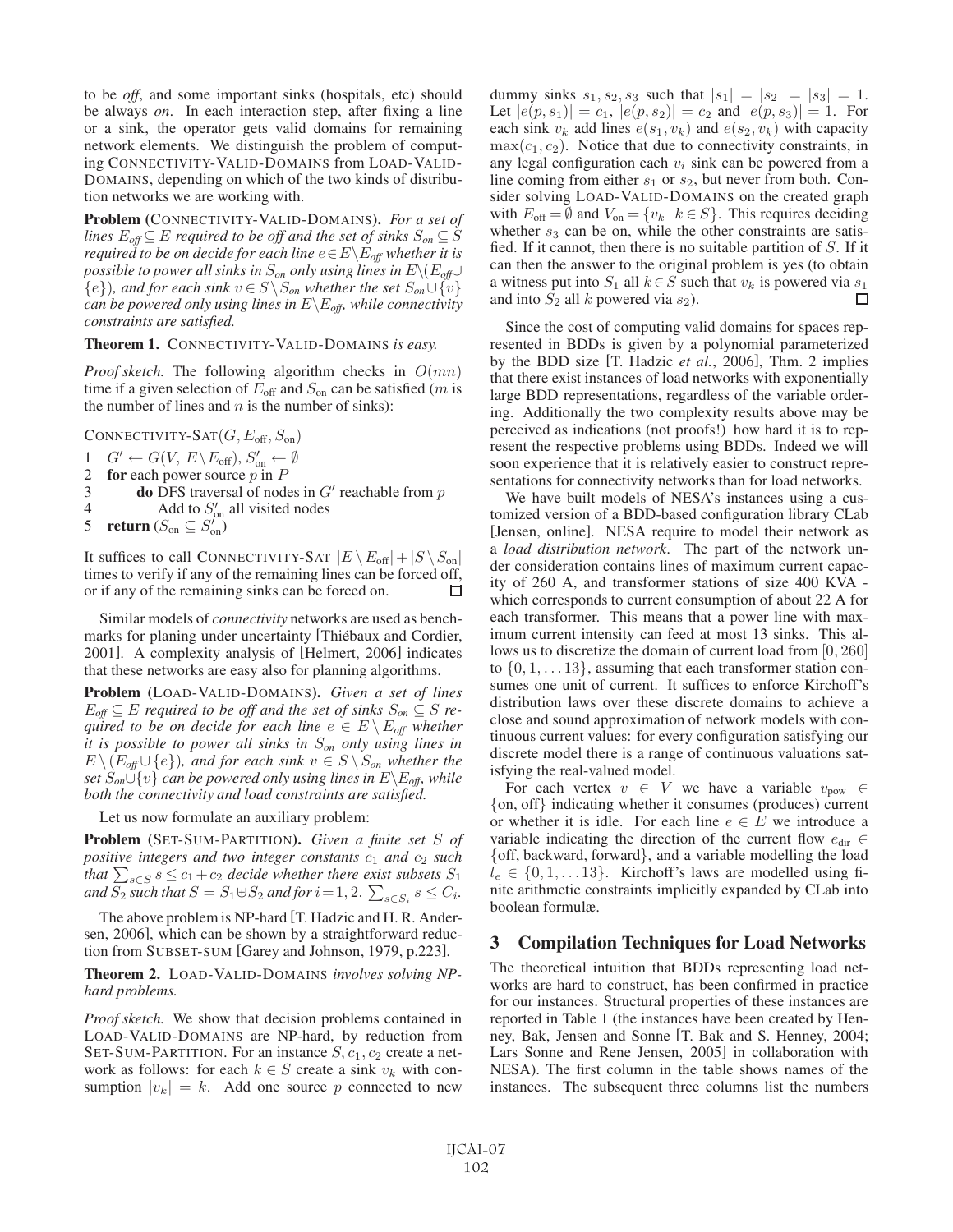to be *off*, and some important sinks (hospitals, etc) should be always *on*. In each interaction step, after fixing a line or a sink, the operator gets valid domains for remaining network elements. We distinguish the problem of computing CONNECTIVITY-VALID-DOMAINS from LOAD-VALID-DOMAINS, depending on which of the two kinds of distribution networks we are working with.

**Problem** (CONNECTIVITY-VALID-DOMAINS). *For a set of lines $E_{off} \subseteq E$ required to be off and the set of sinks $S_{on} \subseteq S$ required to be on decide for each line $e \in E \setminus E_{off}$ whether it is possible to power all sinks in $S_{on}$ only using lines in $E \setminus (E_{off} \cup \{e\})$, and for each sink $v \in S \setminus S_{on}$ whether the set $S_{on} \cup \{v\}$ can be powered only using lines in $E \setminus E_{off}$, while connectivity constraints are satisfied.*

**Theorem 1.** CONNECTIVITY-VALID-DOMAINS *is easy.*

*Proof sketch.* The following algorithm checks in $O(mn)$ time if a given selection of $E_{\text{off}}$ and $S_{\text{on}}$ can be satisfied ($m$ is the number of lines and $n$ is the number of sinks):

```
CONNECTIVITY-SAT(G, E_off, S_on)
1  G' ← G(V, E \ E_off), S'_on ← ∅
2  for each power source p in P
3      do DFS traversal of nodes in G' reachable from p
4          Add to S'_on all visited nodes
5  return (S_on ⊆ S'_on)
```

It suffices to call CONNECTIVITY-SAT $|E \setminus E_{\text{off}}| + |S \setminus S_{\text{on}}|$ times to verify if any of the remaining lines can be forced off, or if any of the remaining sinks can be forced on. □

Similar models of *connectivity* networks are used as benchmarks for planing under uncertainty [Thiébaux and Cordier, 2001]. A complexity analysis of [Helmert, 2006] indicates that these networks are easy also for planning algorithms.

**Problem** (LOAD-VALID-DOMAINS). *Given a set of lines $E_{off} \subseteq E$ required to be off and the set of sinks $S_{on} \subseteq S$ required to be on decide for each line $e \in E \setminus E_{off}$ whether it is possible to power all sinks in $S_{on}$ only using lines in $E \setminus (E_{off} \cup \{e\})$, and for each sink $v \in S \setminus S_{on}$ whether the set $S_{on} \cup \{v\}$ can be powered only using lines in $E \setminus E_{off}$, while both the connectivity and load constraints are satisfied.*

Let us now formulate an auxiliary problem:

**Problem** (SET-SUM-PARTITION). *Given a finite set $S$ of positive integers and two integer constants $c_1$ and $c_2$ such that $\sum_{s \in S} s \leq c_1 + c_2$ decide whether there exist subsets $S_1$ and $S_2$ such that $S = S_1 \uplus S_2$ and for $i = 1, 2$. $\sum_{s \in S_i} s \leq C_i$.*

The above problem is NP-hard [T. Hadzic and H. R. Andersen, 2006], which can be shown by a straightforward reduction from SUBSET-SUM [Garey and Johnson, 1979, p.223].

**Theorem 2.** LOAD-VALID-DOMAINS *involves solving NP-hard problems.*

*Proof sketch.* We show that decision problems contained in LOAD-VALID-DOMAINS are NP-hard, by reduction from SET-SUM-PARTITION. For an instance $S, c_1, c_2$ create a network as follows: for each $k \in S$ create a sink $v_k$ with consumption $|v_k| = k$. Add one source $p$ connected to new dummy sinks $s_1, s_2, s_3$ such that $|s_1| = |s_2| = |s_3| = 1$. Let $|e(p, s_1)| = c_1$, $|e(p, s_2)| = c_2$ and $|e(p, s_3)| = 1$. For each sink $v_k$ add lines $e(s_1, v_k)$ and $e(s_2, v_k)$ with capacity $\max(c_1, c_2)$. Notice that due to connectivity constraints, in any legal configuration each $v_i$ sink can be powered from a line coming from either $s_1$ or $s_2$, but never from both. Consider solving LOAD-VALID-DOMAINS on the created graph with $E_{\text{off}} = \emptyset$ and $V_{\text{on}} = \{v_k \mid k \in S\}$. This requires deciding whether $s_3$ can be on, while the other constraints are satisfied. If it cannot, then there is no suitable partition of $S$. If it can then the answer to the original problem is yes (to obtain a witness put into $S_1$ all $k \in S$ such that $v_k$ is powered via $s_1$ and into $S_2$ all $k$ powered via $s_2$). □

Since the cost of computing valid domains for spaces represented in BDDs is given by a polynomial parameterized by the BDD size [T. Hadzic *et al.*, 2006], Thm. 2 implies that there exist instances of load networks with exponentially large BDD representations, regardless of the variable ordering. Additionally the two complexity results above may be perceived as indications (not proofs!) how hard it is to represent the respective problems using BDDs. Indeed we will soon experience that it is relatively easier to construct representations for connectivity networks than for load networks.

We have built models of NESA's instances using a customized version of a BDD-based configuration library CLab [Jensen, online]. NESA require to model their network as a *load distribution network*. The part of the network under consideration contains lines of maximum current capacity of 260 A, and transformer stations of size 400 KVA - which corresponds to current consumption of about 22 A for each transformer. This means that a power line with maximum current intensity can feed at most 13 sinks. This allows us to discretize the domain of current load from $[0, 260]$ to $\{0, 1, \ldots 13\}$, assuming that each transformer station consumes one unit of current. It suffices to enforce Kirchoff's distribution laws over these discrete domains to achieve a close and sound approximation of network models with continuous current values: for every configuration satisfying our discrete model there is a range of continuous valuations satisfying the real-valued model.

For each vertex $v \in V$ we have a variable $v_{\text{pow}} \in \{\text{on, off}\}$ indicating whether it consumes (produces) current or whether it is idle. For each line $e \in E$ we introduce a variable indicating the direction of the current flow $e_{\text{dir}} \in \{\text{off, backward, forward}\}$, and a variable modelling the load $l_e \in \{0, 1, \ldots 13\}$. Kirchoff's laws are modelled using finite arithmetic constraints implicitly expanded by CLab into boolean formulæ.

## 3 Compilation Techniques for Load Networks

The theoretical intuition that BDDs representing load networks are hard to construct, has been confirmed in practice for our instances. Structural properties of these instances are reported in Table 1 (the instances have been created by Henney, Bak, Jensen and Sonne [T. Bak and S. Henney, 2004; Lars Sonne and Rene Jensen, 2005] in collaboration with NESA). The first column in the table shows names of the instances. The subsequent three columns list the numbers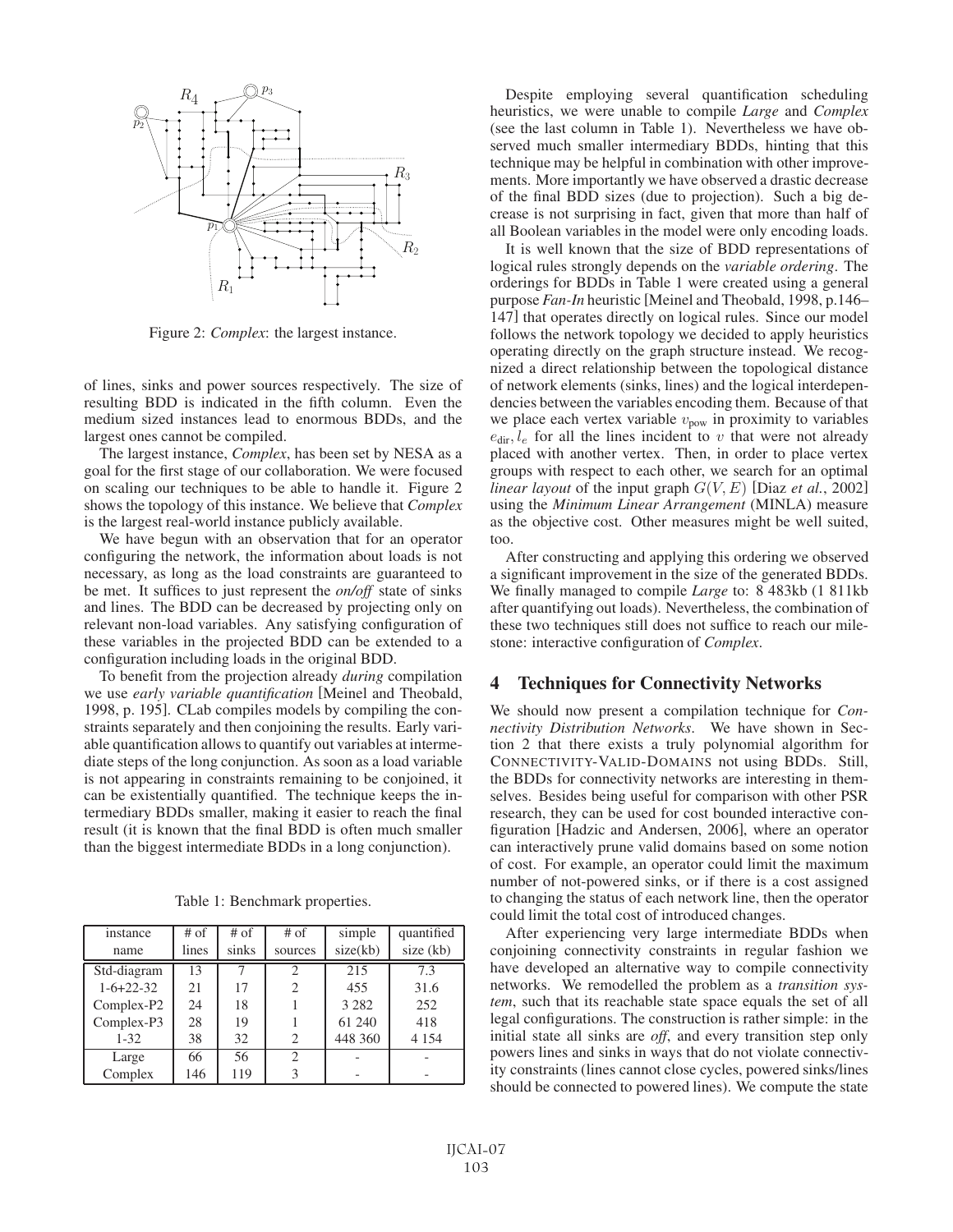Figure 2: *Complex*: the largest instance.

of lines, sinks and power sources respectively. The size of resulting BDD is indicated in the fifth column. Even the medium sized instances lead to enormous BDDs, and the largest ones cannot be compiled.

The largest instance, *Complex*, has been set by NESA as a goal for the first stage of our collaboration. We were focused on scaling our techniques to be able to handle it. Figure 2 shows the topology of this instance. We believe that *Complex* is the largest real-world instance publicly available.

We have begun with an observation that for an operator configuring the network, the information about loads is not necessary, as long as the load constraints are guaranteed to be met. It suffices to just represent the *on/off* state of sinks and lines. The BDD can be decreased by projecting only on relevant non-load variables. Any satisfying configuration of these variables in the projected BDD can be extended to a configuration including loads in the original BDD.

To benefit from the projection already *during* compilation we use *early variable quantification* [Meinel and Theobald, 1998, p. 195]. CLab compiles models by compiling the constraints separately and then conjoining the results. Early variable quantification allows to quantify out variables at intermediate steps of the long conjunction. As soon as a load variable is not appearing in constraints remaining to be conjoined, it can be existentially quantified. The technique keeps the intermediary BDDs smaller, making it easier to reach the final result (it is known that the final BDD is often much smaller than the biggest intermediate BDDs in a long conjunction).

Table 1: Benchmark properties.

| instance name | # of lines | # of sinks | # of sources | simple size(kb) | quantified size (kb) |
|---|---|---|---|---|---|
| Std-diagram | 13 | 7 | 2 | 215 | 7.3 |
| 1-6+22-32 | 21 | 17 | 2 | 455 | 31.6 |
| Complex-P2 | 24 | 18 | 1 | 3 282 | 252 |
| Complex-P3 | 28 | 19 | 1 | 61 240 | 418 |
| 1-32 | 38 | 32 | 2 | 448 360 | 4 154 |
| Large | 66 | 56 | 2 | - | - |
| Complex | 146 | 119 | 3 | - | - |

Despite employing several quantification scheduling heuristics, we were unable to compile *Large* and *Complex* (see the last column in Table 1). Nevertheless we have observed much smaller intermediary BDDs, hinting that this technique may be helpful in combination with other improvements. More importantly we have observed a drastic decrease of the final BDD sizes (due to projection). Such a big decrease is not surprising in fact, given that more than half of all Boolean variables in the model were only encoding loads.

It is well known that the size of BDD representations of logical rules strongly depends on the *variable ordering*. The orderings for BDDs in Table 1 were created using a general purpose *Fan-In* heuristic [Meinel and Theobald, 1998, p.146–147] that operates directly on logical rules. Since our model follows the network topology we decided to apply heuristics operating directly on the graph structure instead. We recognized a direct relationship between the topological distance of network elements (sinks, lines) and the logical interdependencies between the variables encoding them. Because of that we place each vertex variable $v_{\text{pow}}$ in proximity to variables $e_{\text{dir}}, l_e$ for all the lines incident to $v$ that were not already placed with another vertex. Then, in order to place vertex groups with respect to each other, we search for an optimal *linear layout* of the input graph $G(V, E)$ [Diaz *et al.*, 2002] using the *Minimum Linear Arrangement* (MINLA) measure as the objective cost. Other measures might be well suited, too.

After constructing and applying this ordering we observed a significant improvement in the size of the generated BDDs. We finally managed to compile *Large* to: 8 483kb (1 811kb after quantifying out loads). Nevertheless, the combination of these two techniques still does not suffice to reach our milestone: interactive configuration of *Complex*.

## 4 Techniques for Connectivity Networks

We should now present a compilation technique for *Connectivity Distribution Networks*. We have shown in Section 2 that there exists a truly polynomial algorithm for CONNECTIVITY-VALID-DOMAINS not using BDDs. Still, the BDDs for connectivity networks are interesting in themselves. Besides being useful for comparison with other PSR research, they can be used for cost bounded interactive configuration [Hadzic and Andersen, 2006], where an operator can interactively prune valid domains based on some notion of cost. For example, an operator could limit the maximum number of not-powered sinks, or if there is a cost assigned to changing the status of each network line, then the operator could limit the total cost of introduced changes.

After experiencing very large intermediate BDDs when conjoining connectivity constraints in regular fashion we have developed an alternative way to compile connectivity networks. We remodelled the problem as a *transition system*, such that its reachable state space equals the set of all legal configurations. The construction is rather simple: in the initial state all sinks are *off*, and every transition step only powers lines and sinks in ways that do not violate connectivity constraints (lines cannot close cycles, powered sinks/lines should be connected to powered lines). We compute the state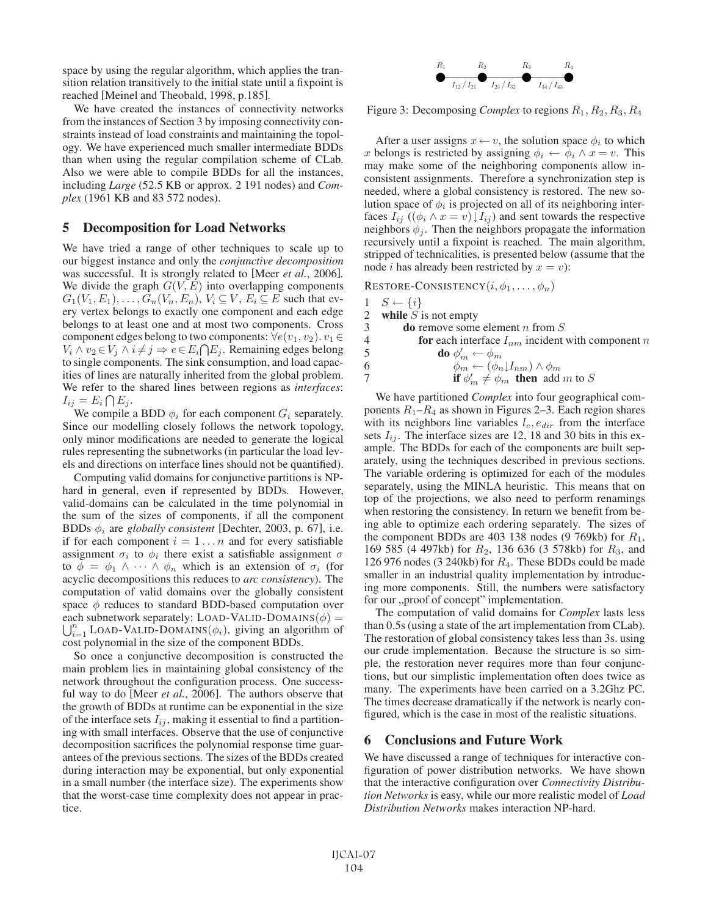space by using the regular algorithm, which applies the transition relation transitively to the initial state until a fixpoint is reached [Meinel and Theobald, 1998, p.185].

We have created the instances of connectivity networks from the instances of Section 3 by imposing connectivity constraints instead of load constraints and maintaining the topology. We have experienced much smaller intermediate BDDs than when using the regular compilation scheme of CLab. Also we were able to compile BDDs for all the instances, including *Large* (52.5 KB or approx. 2 191 nodes) and *Complex* (1961 KB and 83 572 nodes).

## 5 Decomposition for Load Networks

We have tried a range of other techniques to scale up to our biggest instance and only the *conjunctive decomposition* was successful. It is strongly related to [Meer *et al.*, 2006]. We divide the graph $G(V, E)$ into overlapping components $G_1(V_1, E_1), \ldots, G_n(V_n, E_n)$, $V_i \subseteq V$, $E_i \subseteq E$ such that every vertex belongs to exactly one component and each edge belongs to at least one and at most two components. Cross component edges belong to two components: $\forall e(v_1, v_2).\, v_1 \in V_i \wedge v_2 \in V_j \wedge i \neq j \Rightarrow e \in E_i \bigcap E_j$. Remaining edges belong to single components. The sink consumption, and load capacities of lines are naturally inherited from the global problem. We refer to the shared lines between regions as *interfaces*: $I_{ij} = E_i \bigcap E_j$.

We compile a BDD $\phi_i$ for each component $G_i$ separately. Since our modelling closely follows the network topology, only minor modifications are needed to generate the logical rules representing the subnetworks (in particular the load levels and directions on interface lines should not be quantified).

Computing valid domains for conjunctive partitions is NP-hard in general, even if represented by BDDs. However, valid-domains can be calculated in the time polynomial in the sum of the sizes of components, if all the component BDDs $\phi_i$ are *globally consistent* [Dechter, 2003, p. 67], i.e. if for each component $i = 1 \ldots n$ and for every satisfiable assignment $\sigma_i$ to $\phi_i$ there exist a satisfiable assignment $\sigma$ to $\phi = \phi_1 \wedge \cdots \wedge \phi_n$ which is an extension of $\sigma_i$ (for acyclic decompositions this reduces to *arc consistency*). The computation of valid domains over the globally consistent space $\phi$ reduces to standard BDD-based computation over each subnetwork separately: $\text{LOAD-VALID-DOMAINS}(\phi) = \bigcup_{i=1}^{n} \text{LOAD-VALID-DOMAINS}(\phi_i)$, giving an algorithm of cost polynomial in the size of the component BDDs.

So once a conjunctive decomposition is constructed the main problem lies in maintaining global consistency of the network throughout the configuration process. One successful way to do [Meer *et al.*, 2006]. The authors observe that the growth of BDDs at runtime can be exponential in the size of the interface sets $I_{ij}$, making it essential to find a partitioning with small interfaces. Observe that the use of conjunctive decomposition sacrifices the polynomial response time guarantees of the previous sections. The sizes of the BDDs created during interaction may be exponential, but only exponential in a small number (the interface size). The experiments show that the worst-case time complexity does not appear in practice.

$R_1$ — $I_{12} / I_{21}$ — $R_2$ — $I_{23} / I_{32}$ — $R_3$ — $I_{34} / I_{43}$ — $R_4$

Figure 3: Decomposing *Complex* to regions $R_1, R_2, R_3, R_4$

After a user assigns $x \leftarrow v$, the solution space $\phi_i$ to which $x$ belongs is restricted by assigning $\phi_i \leftarrow \phi_i \wedge x = v$. This may make some of the neighboring components allow inconsistent assignments. Therefore a synchronization step is needed, where a global consistency is restored. The new solution space of $\phi_i$ is projected on all of its neighboring interfaces $I_{ij}$ ($(\phi_i \wedge x = v){\downarrow}I_{ij}$) and sent towards the respective neighbors $\phi_j$. Then the neighbors propagate the information recursively until a fixpoint is reached. The main algorithm, stripped of technicalities, is presented below (assume that the node $i$ has already been restricted by $x = v$):

RESTORE-CONSISTENCY$(i, \phi_1, \ldots, \phi_n)$

```
1  S ← {i}
2  while S is not empty
3      do remove some element n from S
4          for each interface I_nm incident with component n
5              do φ'_m ← φ_m
6                  φ_m ← (φ_n↓I_nm) ∧ φ_m
7                  if φ'_m ≠ φ_m then add m to S
```

We have partitioned *Complex* into four geographical components $R_1$–$R_4$ as shown in Figures 2–3. Each region shares with its neighbors line variables $l_e, e_{dir}$ from the interface sets $I_{ij}$. The interface sizes are 12, 18 and 30 bits in this example. The BDDs for each of the components are built separately, using the techniques described in previous sections. The variable ordering is optimized for each of the modules separately, using the MINLA heuristic. This means that on top of the projections, we also need to perform renamings when restoring the consistency. In return we benefit from being able to optimize each ordering separately. The sizes of the component BDDs are 403 138 nodes (9 769kb) for $R_1$, 169 585 (4 497kb) for $R_2$, 136 636 (3 578kb) for $R_3$, and 126 976 nodes (3 240kb) for $R_4$. These BDDs could be made smaller in an industrial quality implementation by introducing more components. Still, the numbers were satisfactory for our „proof of concept" implementation.

The computation of valid domains for *Complex* lasts less than 0.5s (using a state of the art implementation from CLab). The restoration of global consistency takes less than 3s. using our crude implementation. Because the structure is so simple, the restoration never requires more than four conjunctions, but our simplistic implementation often does twice as many. The experiments have been carried on a 3.2Ghz PC. The times decrease dramatically if the network is nearly configured, which is the case in most of the realistic situations.

## 6 Conclusions and Future Work

We have discussed a range of techniques for interactive configuration of power distribution networks. We have shown that the interactive configuration over *Connectivity Distribution Networks* is easy, while our more realistic model of *Load Distribution Networks* makes interaction NP-hard.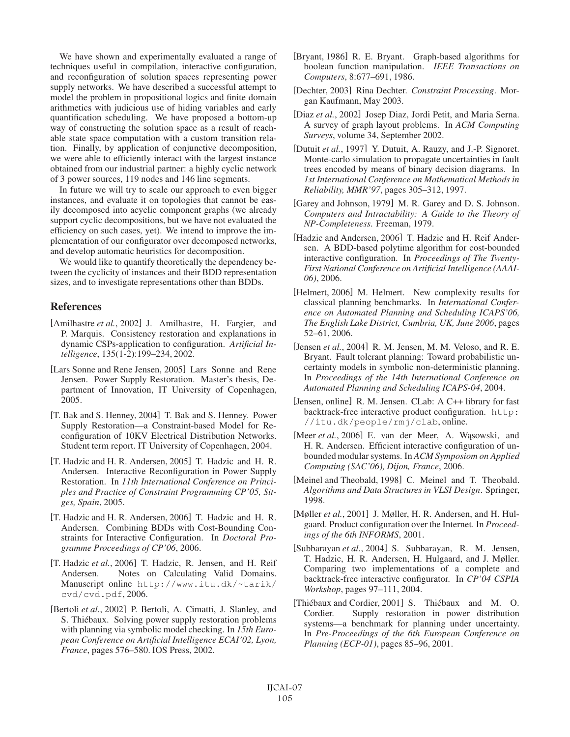We have shown and experimentally evaluated a range of techniques useful in compilation, interactive configuration, and reconfiguration of solution spaces representing power supply networks. We have described a successful attempt to model the problem in propositional logics and finite domain arithmetics with judicious use of hiding variables and early quantification scheduling. We have proposed a bottom-up way of constructing the solution space as a result of reachable state space computation with a custom transition relation. Finally, by application of conjunctive decomposition, we were able to efficiently interact with the largest instance obtained from our industrial partner: a highly cyclic network of 3 power sources, 119 nodes and 146 line segments.

In future we will try to scale our approach to even bigger instances, and evaluate it on topologies that cannot be easily decomposed into acyclic component graphs (we already support cyclic decompositions, but we have not evaluated the efficiency on such cases, yet). We intend to improve the implementation of our configurator over decomposed networks, and develop automatic heuristics for decomposition.

We would like to quantify theoretically the dependency between the cyclicity of instances and their BDD representation sizes, and to investigate representations other than BDDs.

## References

[Amilhastre *et al.*, 2002] J. Amilhastre, H. Fargier, and P. Marquis. Consistency restoration and explanations in dynamic CSPs-application to configuration. *Artificial Intelligence*, 135(1-2):199–234, 2002.

[Lars Sonne and Rene Jensen, 2005] Lars Sonne and Rene Jensen. Power Supply Restoration. Master's thesis, Department of Innovation, IT University of Copenhagen, 2005.

[T. Bak and S. Henney, 2004] T. Bak and S. Henney. Power Supply Restoration—a Constraint-based Model for Reconfiguration of 10KV Electrical Distribution Networks. Student term report. IT University of Copenhagen, 2004.

[T. Hadzic and H. R. Andersen, 2005] T. Hadzic and H. R. Andersen. Interactive Reconfiguration in Power Supply Restoration. In *11th International Conference on Principles and Practice of Constraint Programming CP'05, Sitges, Spain*, 2005.

[T. Hadzic and H. R. Andersen, 2006] T. Hadzic and H. R. Andersen. Combining BDDs with Cost-Bounding Constraints for Interactive Configuration. In *Doctoral Programme Proceedings of CP'06*, 2006.

[T. Hadzic *et al.*, 2006] T. Hadzic, R. Jensen, and H. Reif Andersen. Notes on Calculating Valid Domains. Manuscript online `http://www.itu.dk/~tarik/cvd/cvd.pdf`, 2006.

[Bertoli *et al.*, 2002] P. Bertoli, A. Cimatti, J. Slanley, and S. Thiébaux. Solving power supply restoration problems with planning via symbolic model checking. In *15th European Conference on Artificial Intelligence ECAI'02, Lyon, France*, pages 576–580. IOS Press, 2002.

[Bryant, 1986] R. E. Bryant. Graph-based algorithms for boolean function manipulation. *IEEE Transactions on Computers*, 8:677–691, 1986.

[Dechter, 2003] Rina Dechter. *Constraint Processing*. Morgan Kaufmann, May 2003.

[Diaz *et al.*, 2002] Josep Diaz, Jordi Petit, and Maria Serna. A survey of graph layout problems. In *ACM Computing Surveys*, volume 34, September 2002.

[Dutuit *et al.*, 1997] Y. Dutuit, A. Rauzy, and J.-P. Signoret. Monte-carlo simulation to propagate uncertainties in fault trees encoded by means of binary decision diagrams. In *1st International Conference on Mathematical Methods in Reliability, MMR'97*, pages 305–312, 1997.

[Garey and Johnson, 1979] M. R. Garey and D. S. Johnson. *Computers and Intractability: A Guide to the Theory of NP-Completeness*. Freeman, 1979.

[Hadzic and Andersen, 2006] T. Hadzic and H. Reif Andersen. A BDD-based polytime algorithm for cost-bounded interactive configuration. In *Proceedings of The Twenty-First National Conference on Artificial Intelligence (AAAI-06)*, 2006.

[Helmert, 2006] M. Helmert. New complexity results for classical planning benchmarks. In *International Conference on Automated Planning and Scheduling ICAPS'06, The English Lake District, Cumbria, UK, June 2006*, pages 52–61, 2006.

[Jensen *et al.*, 2004] R. M. Jensen, M. M. Veloso, and R. E. Bryant. Fault tolerant planning: Toward probabilistic uncertainty models in symbolic non-deterministic planning. In *Proceedings of the 14th International Conference on Automated Planning and Scheduling ICAPS-04*, 2004.

[Jensen, online] R. M. Jensen. CLab: A C++ library for fast backtrack-free interactive product configuration. `http://itu.dk/people/rmj/clab`, online.

[Meer *et al.*, 2006] E. van der Meer, A. Wąsowski, and H. R. Andersen. Efficient interactive configuration of unbounded modular systems. In *ACM Symposiom on Applied Computing (SAC'06), Dijon, France*, 2006.

[Meinel and Theobald, 1998] C. Meinel and T. Theobald. *Algorithms and Data Structures in VLSI Design*. Springer, 1998.

[Møller *et al.*, 2001] J. Møller, H. R. Andersen, and H. Hulgaard. Product configuration over the Internet. In *Proceedings of the 6th INFORMS*, 2001.

[Subbarayan *et al.*, 2004] S. Subbarayan, R. M. Jensen, T. Hadzic, H. R. Andersen, H. Hulgaard, and J. Møller. Comparing two implementations of a complete and backtrack-free interactive configurator. In *CP'04 CSPIA Workshop*, pages 97–111, 2004.

[Thiébaux and Cordier, 2001] S. Thiébaux and M. O. Cordier. Supply restoration in power distribution systems—a benchmark for planning under uncertainty. In *Pre-Proceedings of the 6th European Conference on Planning (ECP-01)*, pages 85–96, 2001.